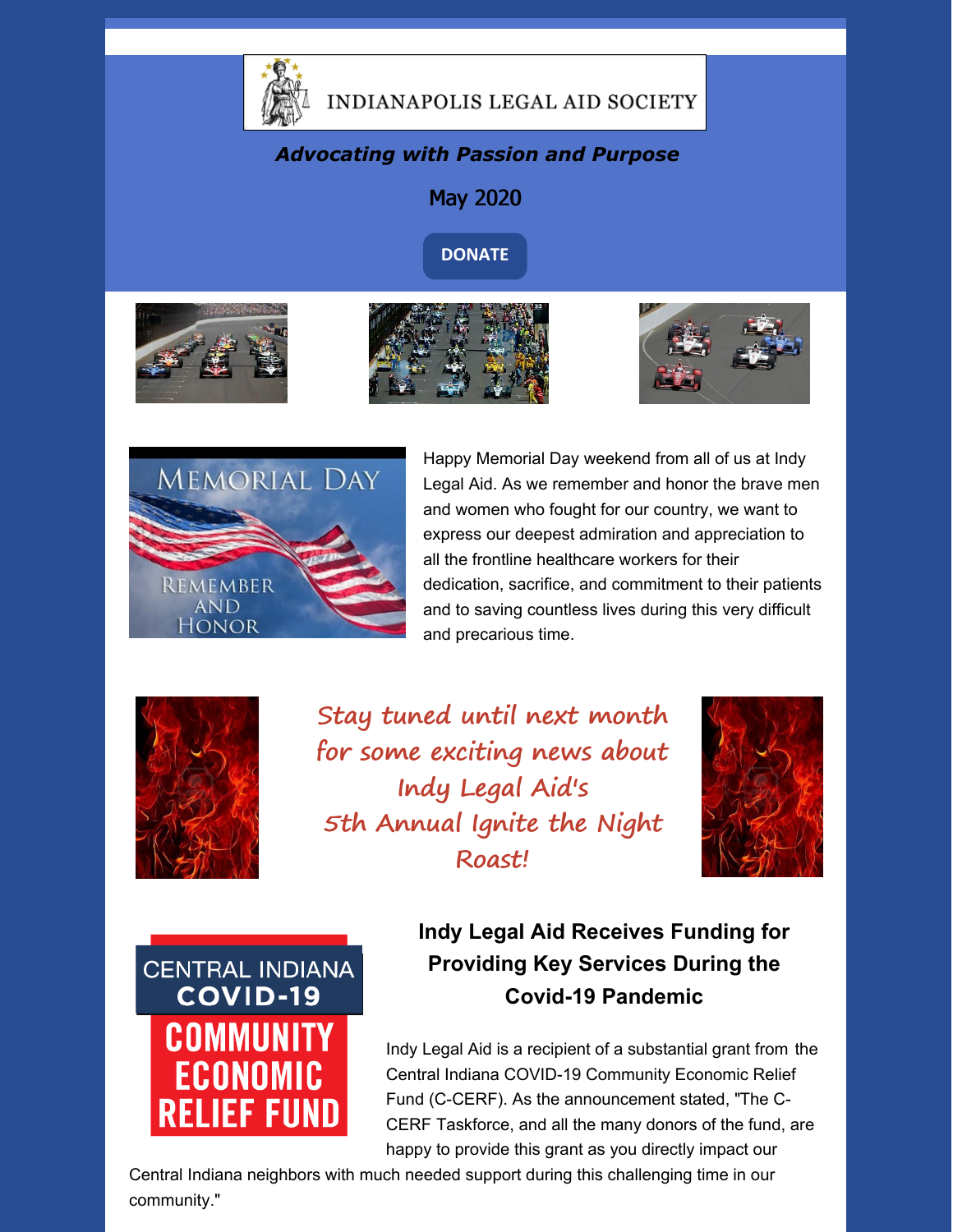# INDIANAPOLIS LEGAL AID SOCIETY

***Advocating with Passion and Purpose***

May 2020

DONATE

Happy Memorial Day weekend from all of us at Indy Legal Aid. As we remember and honor the brave men and women who fought for our country, we want to express our deepest admiration and appreciation to all the frontline healthcare workers for their dedication, sacrifice, and commitment to their patients and to saving countless lives during this very difficult and precarious time.

*Stay tuned until next month for some exciting news about Indy Legal Aid's 5th Annual Ignite the Night Roast!*

## Indy Legal Aid Receives Funding for Providing Key Services During the Covid-19 Pandemic

Indy Legal Aid is a recipient of a substantial grant from the Central Indiana COVID-19 Community Economic Relief Fund (C-CERF). As the announcement stated, "The C-CERF Taskforce, and all the many donors of the fund, are happy to provide this grant as you directly impact our Central Indiana neighbors with much needed support during this challenging time in our community."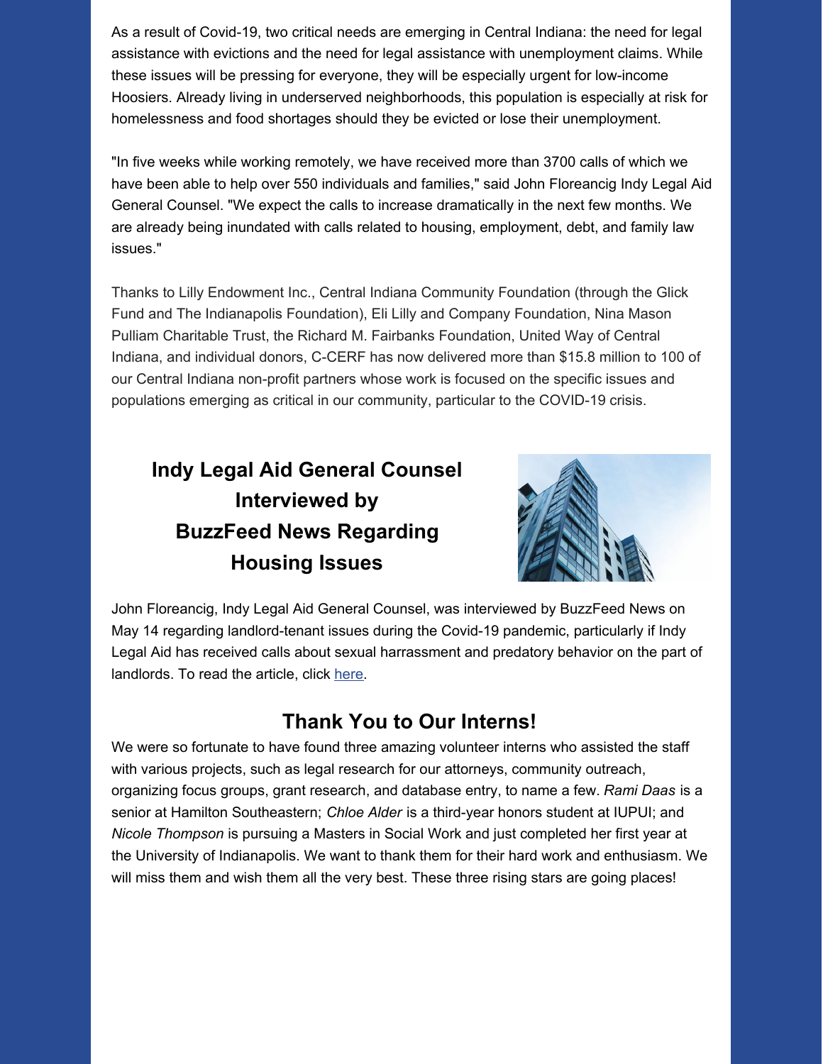As a result of Covid-19, two critical needs are emerging in Central Indiana: the need for legal assistance with evictions and the need for legal assistance with unemployment claims. While these issues will be pressing for everyone, they will be especially urgent for low-income Hoosiers. Already living in underserved neighborhoods, this population is especially at risk for homelessness and food shortages should they be evicted or lose their unemployment.

"In five weeks while working remotely, we have received more than 3700 calls of which we have been able to help over 550 individuals and families," said John Floreancig Indy Legal Aid General Counsel. "We expect the calls to increase dramatically in the next few months. We are already being inundated with calls related to housing, employment, debt, and family law issues."

Thanks to Lilly Endowment Inc., Central Indiana Community Foundation (through the Glick Fund and The Indianapolis Foundation), Eli Lilly and Company Foundation, Nina Mason Pulliam Charitable Trust, the Richard M. Fairbanks Foundation, United Way of Central Indiana, and individual donors, C-CERF has now delivered more than $15.8 million to 100 of our Central Indiana non-profit partners whose work is focused on the specific issues and populations emerging as critical in our community, particular to the COVID-19 crisis.

## Indy Legal Aid General Counsel Interviewed by BuzzFeed News Regarding Housing Issues

John Floreancig, Indy Legal Aid General Counsel, was interviewed by BuzzFeed News on May 14 regarding landlord-tenant issues during the Covid-19 pandemic, particularly if Indy Legal Aid has received calls about sexual harrassment and predatory behavior on the part of landlords. To read the article, click here.

## Thank You to Our Interns!

We were so fortunate to have found three amazing volunteer interns who assisted the staff with various projects, such as legal research for our attorneys, community outreach, organizing focus groups, grant research, and database entry, to name a few. *Rami Daas* is a senior at Hamilton Southeastern; *Chloe Alder* is a third-year honors student at IUPUI; and *Nicole Thompson* is pursuing a Masters in Social Work and just completed her first year at the University of Indianapolis. We want to thank them for their hard work and enthusiasm. We will miss them and wish them all the very best. These three rising stars are going places!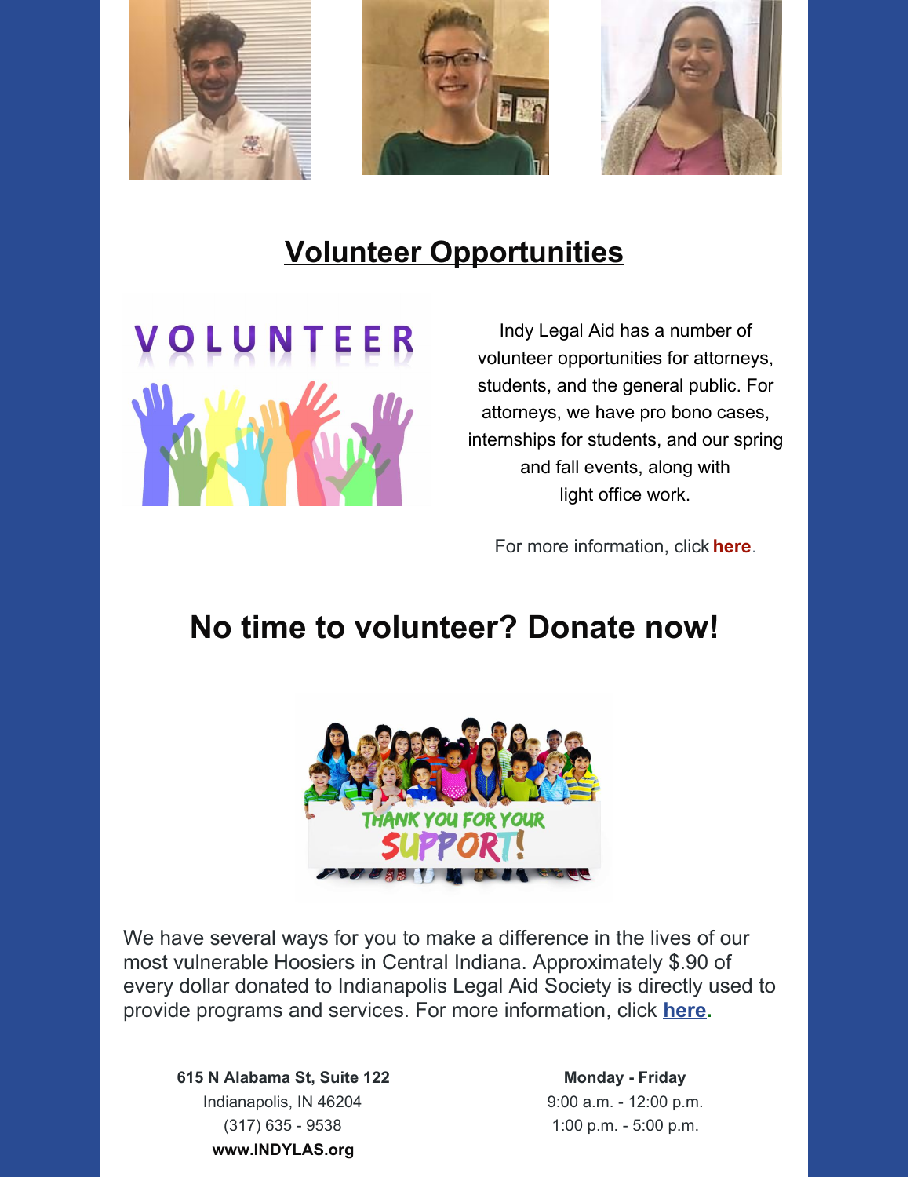## Volunteer Opportunities

Indy Legal Aid has a number of volunteer opportunities for attorneys, students, and the general public. For attorneys, we have pro bono cases, internships for students, and our spring and fall events, along with light office work.

For more information, click **here**.

## No time to volunteer? Donate now!

We have several ways for you to make a difference in the lives of our most vulnerable Hoosiers in Central Indiana. Approximately $.90 of every dollar donated to Indianapolis Legal Aid Society is directly used to provide programs and services. For more information, click **here**.

---

**615 N Alabama St, Suite 122**
Indianapolis, IN 46204
(317) 635 - 9538
**www.INDYLAS.org**

**Monday - Friday**
9:00 a.m. - 12:00 p.m.
1:00 p.m. - 5:00 p.m.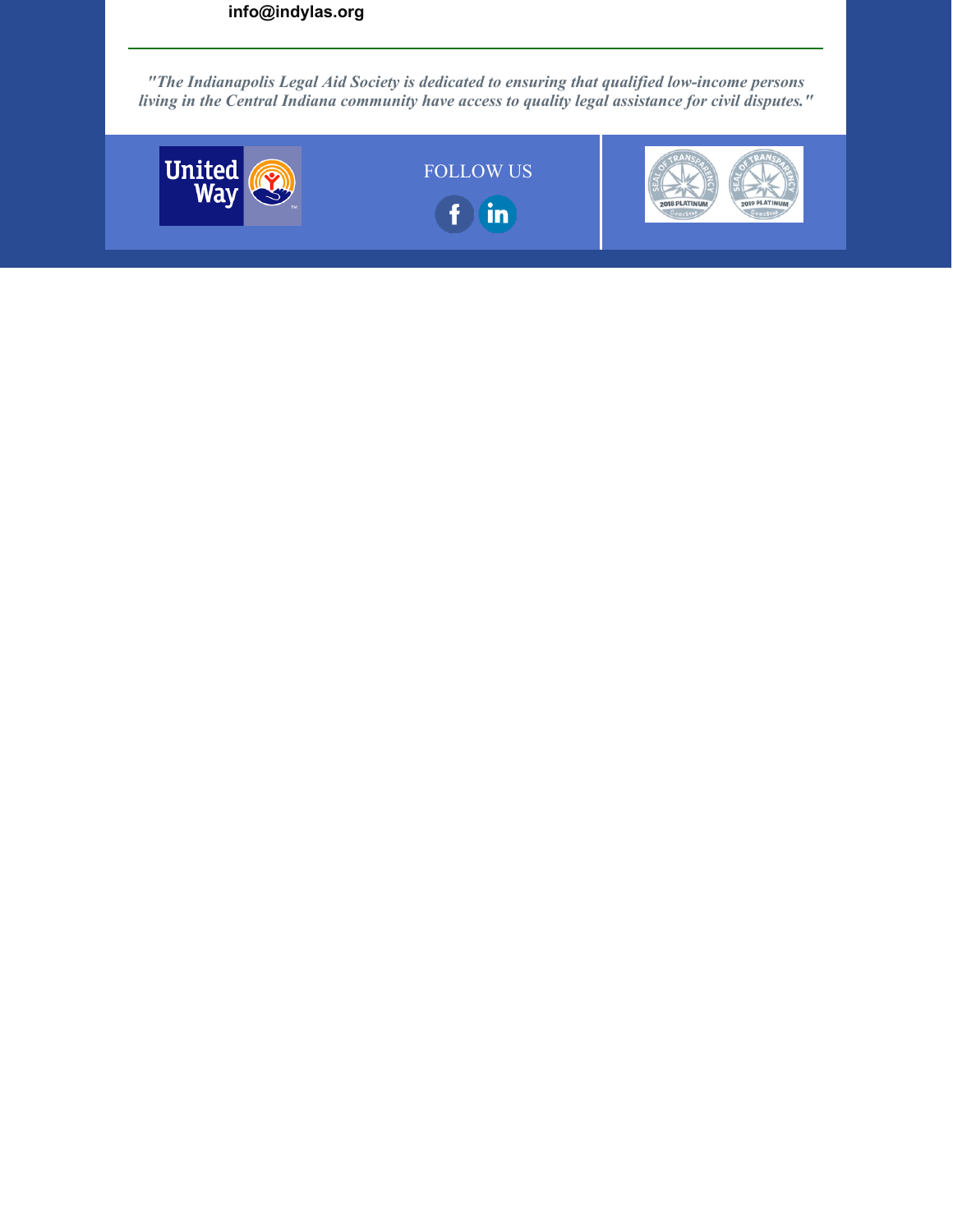**info@indylas.org**

---

***"The Indianapolis Legal Aid Society is dedicated to ensuring that qualified low-income persons living in the Central Indiana community have access to quality legal assistance for civil disputes."***

FOLLOW US